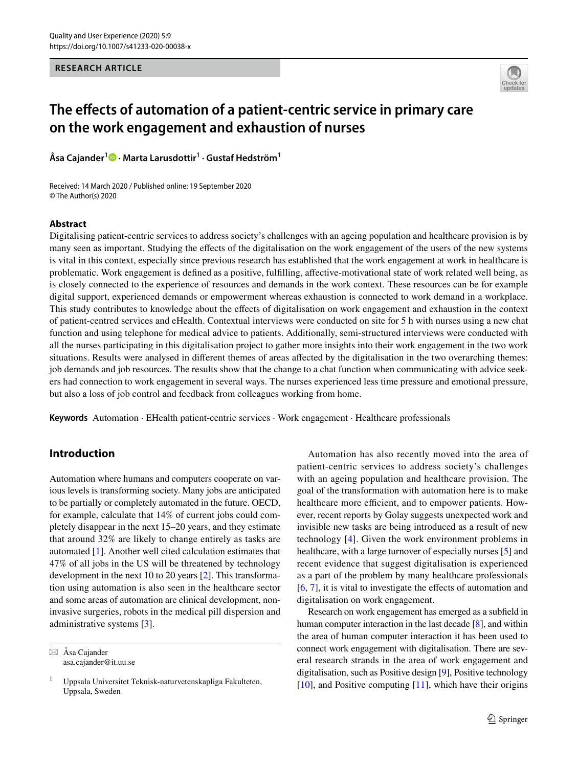RESEARCH ARTICLE

# The effects of automation of a patient-centric service in primary care on the work engagement and exhaustion of nurses

**Åsa Cajander[1] · Marta Larusdottir[1] · Gustaf Hedström[1]**

Received: 14 March 2020 / Published online: 19 September 2020
© The Author(s) 2020

## Abstract

Digitalising patient-centric services to address society's challenges with an ageing population and healthcare provision is by many seen as important. Studying the effects of the digitalisation on the work engagement of the users of the new systems is vital in this context, especially since previous research has established that the work engagement at work in healthcare is problematic. Work engagement is defined as a positive, fulfilling, affective-motivational state of work related well being, as is closely connected to the experience of resources and demands in the work context. These resources can be for example digital support, experienced demands or empowerment whereas exhaustion is connected to work demand in a workplace. This study contributes to knowledge about the effects of digitalisation on work engagement and exhaustion in the context of patient-centred services and eHealth. Contextual interviews were conducted on site for 5 h with nurses using a new chat function and using telephone for medical advice to patients. Additionally, semi-structured interviews were conducted with all the nurses participating in this digitalisation project to gather more insights into their work engagement in the two work situations. Results were analysed in different themes of areas affected by the digitalisation in the two overarching themes: job demands and job resources. The results show that the change to a chat function when communicating with advice seekers had connection to work engagement in several ways. The nurses experienced less time pressure and emotional pressure, but also a loss of job control and feedback from colleagues working from home.

**Keywords** Automation · EHealth patient-centric services · Work engagement · Healthcare professionals

## Introduction

Automation where humans and computers cooperate on various levels is transforming society. Many jobs are anticipated to be partially or completely automated in the future. OECD, for example, calculate that 14% of current jobs could completely disappear in the next 15–20 years, and they estimate that around 32% are likely to change entirely as tasks are automated [1]. Another well cited calculation estimates that 47% of all jobs in the US will be threatened by technology development in the next 10 to 20 years [2]. This transformation using automation is also seen in the healthcare sector and some areas of automation are clinical development, non-invasive surgeries, robots in the medical pill dispersion and administrative systems [3].

Automation has also recently moved into the area of patient-centric services to address society's challenges with an ageing population and healthcare provision. The goal of the transformation with automation here is to make healthcare more efficient, and to empower patients. However, recent reports by Golay suggests unexpected work and invisible new tasks are being introduced as a result of new technology [4]. Given the work environment problems in healthcare, with a large turnover of especially nurses [5] and recent evidence that suggest digitalisation is experienced as a part of the problem by many healthcare professionals [6, 7], it is vital to investigate the effects of automation and digitalisation on work engagement.

Research on work engagement has emerged as a subfield in human computer interaction in the last decade [8], and within the area of human computer interaction it has been used to connect work engagement with digitalisation. There are several research strands in the area of work engagement and digitalisation, such as Positive design [9], Positive technology [10], and Positive computing [11], which have their origins

---

✉ Åsa Cajander
asa.cajander@it.uu.se

[1] Uppsala Universitet Teknisk-naturvetenskapliga Fakulteten, Uppsala, Sweden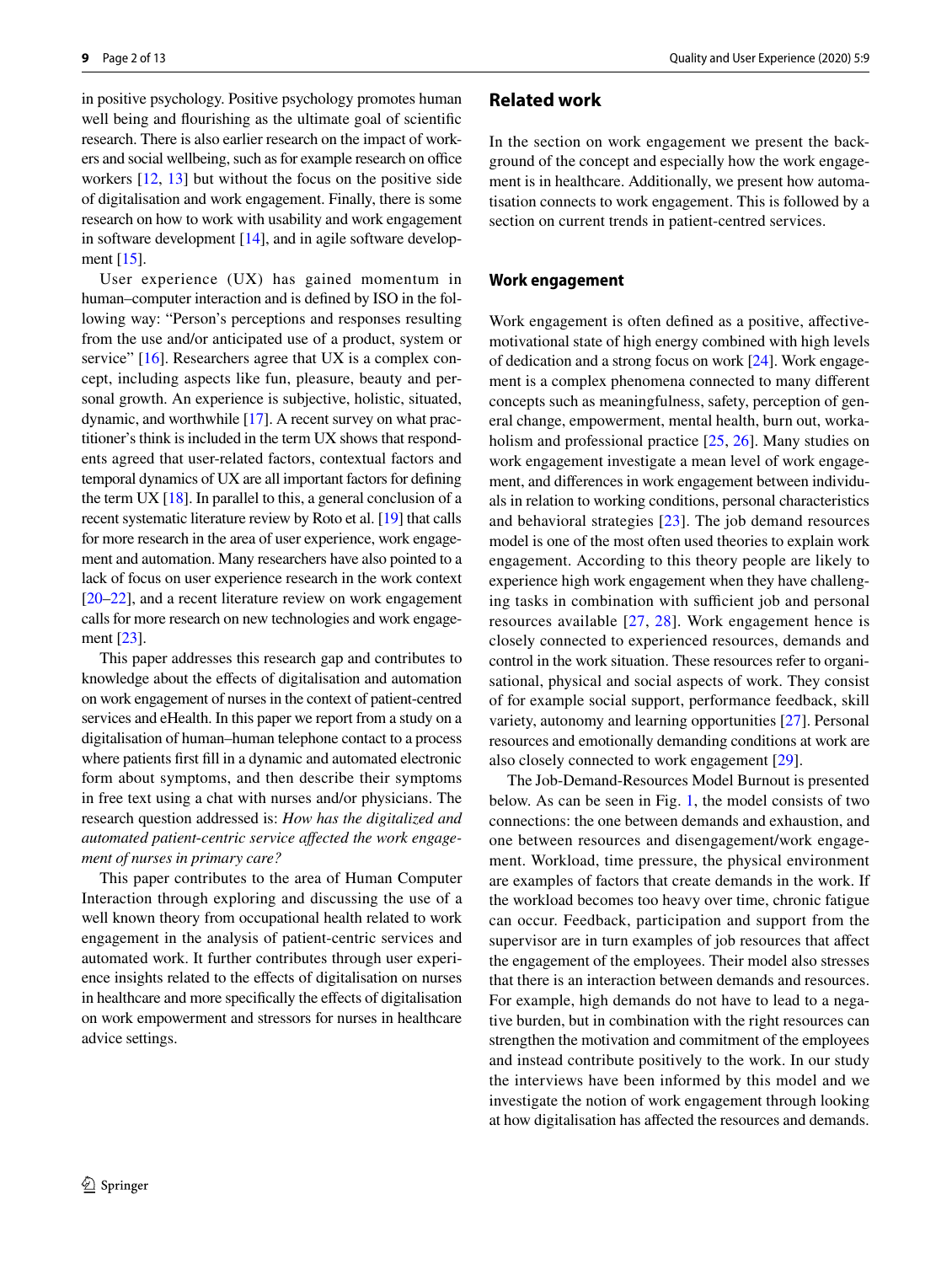in positive psychology. Positive psychology promotes human well being and flourishing as the ultimate goal of scientific research. There is also earlier research on the impact of workers and social wellbeing, such as for example research on office workers [12, 13] but without the focus on the positive side of digitalisation and work engagement. Finally, there is some research on how to work with usability and work engagement in software development [14], and in agile software development [15].

User experience (UX) has gained momentum in human–computer interaction and is defined by ISO in the following way: "Person's perceptions and responses resulting from the use and/or anticipated use of a product, system or service" [16]. Researchers agree that UX is a complex concept, including aspects like fun, pleasure, beauty and personal growth. An experience is subjective, holistic, situated, dynamic, and worthwhile [17]. A recent survey on what practitioner's think is included in the term UX shows that respondents agreed that user-related factors, contextual factors and temporal dynamics of UX are all important factors for defining the term UX [18]. In parallel to this, a general conclusion of a recent systematic literature review by Roto et al. [19] that calls for more research in the area of user experience, work engagement and automation. Many researchers have also pointed to a lack of focus on user experience research in the work context [20–22], and a recent literature review on work engagement calls for more research on new technologies and work engagement [23].

This paper addresses this research gap and contributes to knowledge about the effects of digitalisation and automation on work engagement of nurses in the context of patient-centred services and eHealth. In this paper we report from a study on a digitalisation of human–human telephone contact to a process where patients first fill in a dynamic and automated electronic form about symptoms, and then describe their symptoms in free text using a chat with nurses and/or physicians. The research question addressed is: *How has the digitalized and automated patient-centric service affected the work engagement of nurses in primary care?*

This paper contributes to the area of Human Computer Interaction through exploring and discussing the use of a well known theory from occupational health related to work engagement in the analysis of patient-centric services and automated work. It further contributes through user experience insights related to the effects of digitalisation on nurses in healthcare and more specifically the effects of digitalisation on work empowerment and stressors for nurses in healthcare advice settings.

## Related work

In the section on work engagement we present the background of the concept and especially how the work engagement is in healthcare. Additionally, we present how automatisation connects to work engagement. This is followed by a section on current trends in patient-centred services.

### Work engagement

Work engagement is often defined as a positive, affective-motivational state of high energy combined with high levels of dedication and a strong focus on work [24]. Work engagement is a complex phenomena connected to many different concepts such as meaningfulness, safety, perception of general change, empowerment, mental health, burn out, workaholism and professional practice [25, 26]. Many studies on work engagement investigate a mean level of work engagement, and differences in work engagement between individuals in relation to working conditions, personal characteristics and behavioral strategies [23]. The job demand resources model is one of the most often used theories to explain work engagement. According to this theory people are likely to experience high work engagement when they have challenging tasks in combination with sufficient job and personal resources available [27, 28]. Work engagement hence is closely connected to experienced resources, demands and control in the work situation. These resources refer to organisational, physical and social aspects of work. They consist of for example social support, performance feedback, skill variety, autonomy and learning opportunities [27]. Personal resources and emotionally demanding conditions at work are also closely connected to work engagement [29].

The Job-Demand-Resources Model Burnout is presented below. As can be seen in Fig. 1, the model consists of two connections: the one between demands and exhaustion, and one between resources and disengagement/work engagement. Workload, time pressure, the physical environment are examples of factors that create demands in the work. If the workload becomes too heavy over time, chronic fatigue can occur. Feedback, participation and support from the supervisor are in turn examples of job resources that affect the engagement of the employees. Their model also stresses that there is an interaction between demands and resources. For example, high demands do not have to lead to a negative burden, but in combination with the right resources can strengthen the motivation and commitment of the employees and instead contribute positively to the work. In our study the interviews have been informed by this model and we investigate the notion of work engagement through looking at how digitalisation has affected the resources and demands.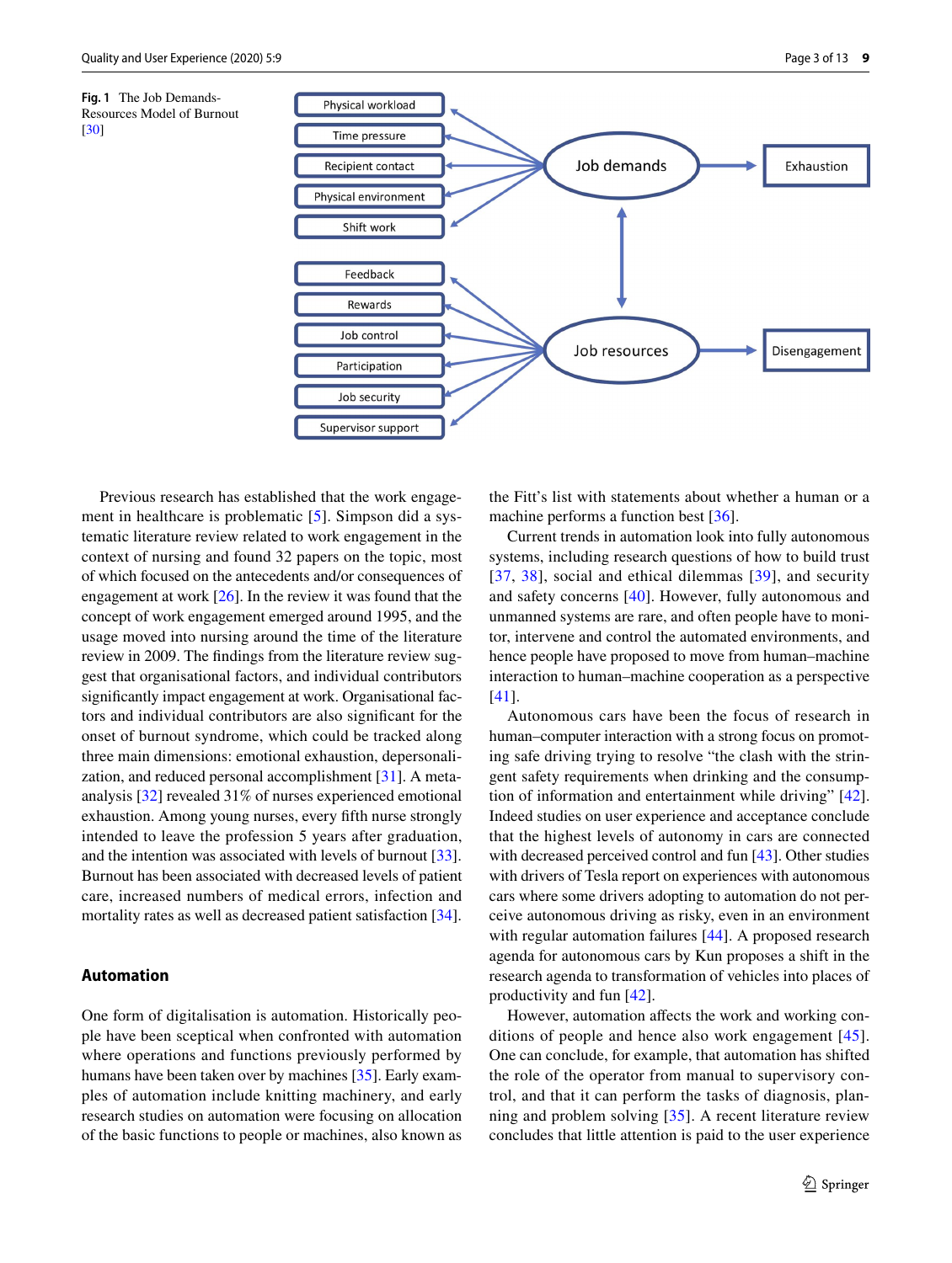**Fig. 1** The Job Demands-Resources Model of Burnout [30]

Previous research has established that the work engagement in healthcare is problematic [5]. Simpson did a systematic literature review related to work engagement in the context of nursing and found 32 papers on the topic, most of which focused on the antecedents and/or consequences of engagement at work [26]. In the review it was found that the concept of work engagement emerged around 1995, and the usage moved into nursing around the time of the literature review in 2009. The findings from the literature review suggest that organisational factors, and individual contributors significantly impact engagement at work. Organisational factors and individual contributors are also significant for the onset of burnout syndrome, which could be tracked along three main dimensions: emotional exhaustion, depersonalization, and reduced personal accomplishment [31]. A meta-analysis [32] revealed 31% of nurses experienced emotional exhaustion. Among young nurses, every fifth nurse strongly intended to leave the profession 5 years after graduation, and the intention was associated with levels of burnout [33]. Burnout has been associated with decreased levels of patient care, increased numbers of medical errors, infection and mortality rates as well as decreased patient satisfaction [34].

## Automation

One form of digitalisation is automation. Historically people have been sceptical when confronted with automation where operations and functions previously performed by humans have been taken over by machines [35]. Early examples of automation include knitting machinery, and early research studies on automation were focusing on allocation of the basic functions to people or machines, also known as the Fitt's list with statements about whether a human or a machine performs a function best [36].

Current trends in automation look into fully autonomous systems, including research questions of how to build trust [37, 38], social and ethical dilemmas [39], and security and safety concerns [40]. However, fully autonomous and unmanned systems are rare, and often people have to monitor, intervene and control the automated environments, and hence people have proposed to move from human–machine interaction to human–machine cooperation as a perspective [41].

Autonomous cars have been the focus of research in human–computer interaction with a strong focus on promoting safe driving trying to resolve "the clash with the stringent safety requirements when drinking and the consumption of information and entertainment while driving" [42]. Indeed studies on user experience and acceptance conclude that the highest levels of autonomy in cars are connected with decreased perceived control and fun [43]. Other studies with drivers of Tesla report on experiences with autonomous cars where some drivers adopting to automation do not perceive autonomous driving as risky, even in an environment with regular automation failures [44]. A proposed research agenda for autonomous cars by Kun proposes a shift in the research agenda to transformation of vehicles into places of productivity and fun [42].

However, automation affects the work and working conditions of people and hence also work engagement [45]. One can conclude, for example, that automation has shifted the role of the operator from manual to supervisory control, and that it can perform the tasks of diagnosis, planning and problem solving [35]. A recent literature review concludes that little attention is paid to the user experience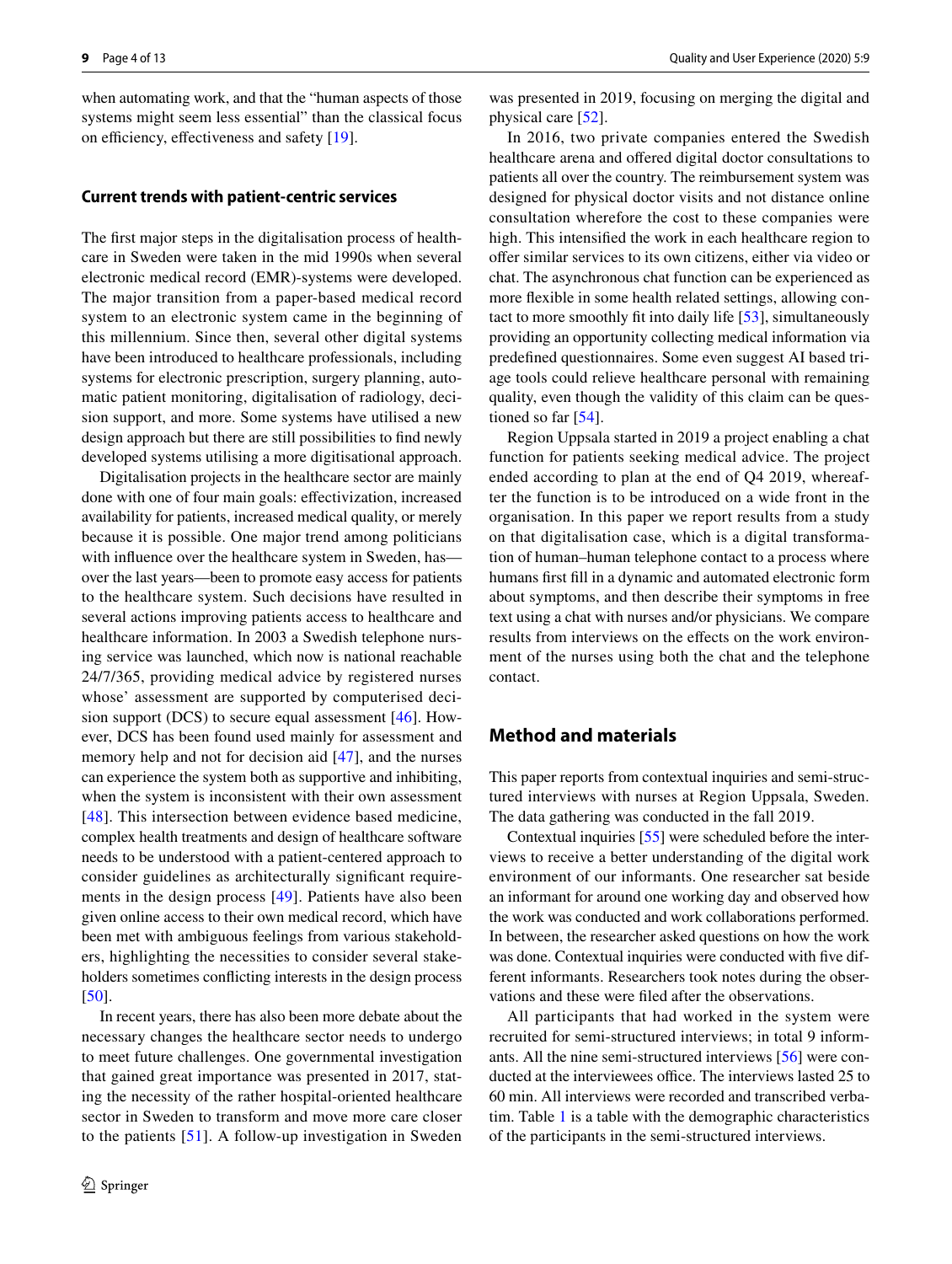when automating work, and that the "human aspects of those systems might seem less essential" than the classical focus on efficiency, effectiveness and safety [19].

### Current trends with patient-centric services

The first major steps in the digitalisation process of healthcare in Sweden were taken in the mid 1990s when several electronic medical record (EMR)-systems were developed. The major transition from a paper-based medical record system to an electronic system came in the beginning of this millennium. Since then, several other digital systems have been introduced to healthcare professionals, including systems for electronic prescription, surgery planning, automatic patient monitoring, digitalisation of radiology, decision support, and more. Some systems have utilised a new design approach but there are still possibilities to find newly developed systems utilising a more digitisational approach.

Digitalisation projects in the healthcare sector are mainly done with one of four main goals: effectivization, increased availability for patients, increased medical quality, or merely because it is possible. One major trend among politicians with influence over the healthcare system in Sweden, has—over the last years—been to promote easy access for patients to the healthcare system. Such decisions have resulted in several actions improving patients access to healthcare and healthcare information. In 2003 a Swedish telephone nursing service was launched, which now is national reachable 24/7/365, providing medical advice by registered nurses whose' assessment are supported by computerised decision support (DCS) to secure equal assessment [46]. However, DCS has been found used mainly for assessment and memory help and not for decision aid [47], and the nurses can experience the system both as supportive and inhibiting, when the system is inconsistent with their own assessment [48]. This intersection between evidence based medicine, complex health treatments and design of healthcare software needs to be understood with a patient-centered approach to consider guidelines as architecturally significant requirements in the design process [49]. Patients have also been given online access to their own medical record, which have been met with ambiguous feelings from various stakeholders, highlighting the necessities to consider several stakeholders sometimes conflicting interests in the design process [50].

In recent years, there has also been more debate about the necessary changes the healthcare sector needs to undergo to meet future challenges. One governmental investigation that gained great importance was presented in 2017, stating the necessity of the rather hospital-oriented healthcare sector in Sweden to transform and move more care closer to the patients [51]. A follow-up investigation in Sweden was presented in 2019, focusing on merging the digital and physical care [52].

In 2016, two private companies entered the Swedish healthcare arena and offered digital doctor consultations to patients all over the country. The reimbursement system was designed for physical doctor visits and not distance online consultation wherefore the cost to these companies were high. This intensified the work in each healthcare region to offer similar services to its own citizens, either via video or chat. The asynchronous chat function can be experienced as more flexible in some health related settings, allowing contact to more smoothly fit into daily life [53], simultaneously providing an opportunity collecting medical information via predefined questionnaires. Some even suggest AI based triage tools could relieve healthcare personal with remaining quality, even though the validity of this claim can be questioned so far [54].

Region Uppsala started in 2019 a project enabling a chat function for patients seeking medical advice. The project ended according to plan at the end of Q4 2019, whereafter the function is to be introduced on a wide front in the organisation. In this paper we report results from a study on that digitalisation case, which is a digital transformation of human–human telephone contact to a process where humans first fill in a dynamic and automated electronic form about symptoms, and then describe their symptoms in free text using a chat with nurses and/or physicians. We compare results from interviews on the effects on the work environment of the nurses using both the chat and the telephone contact.

## Method and materials

This paper reports from contextual inquiries and semi-structured interviews with nurses at Region Uppsala, Sweden. The data gathering was conducted in the fall 2019.

Contextual inquiries [55] were scheduled before the interviews to receive a better understanding of the digital work environment of our informants. One researcher sat beside an informant for around one working day and observed how the work was conducted and work collaborations performed. In between, the researcher asked questions on how the work was done. Contextual inquiries were conducted with five different informants. Researchers took notes during the observations and these were filed after the observations.

All participants that had worked in the system were recruited for semi-structured interviews; in total 9 informants. All the nine semi-structured interviews [56] were conducted at the interviewees office. The interviews lasted 25 to 60 min. All interviews were recorded and transcribed verbatim. Table 1 is a table with the demographic characteristics of the participants in the semi-structured interviews.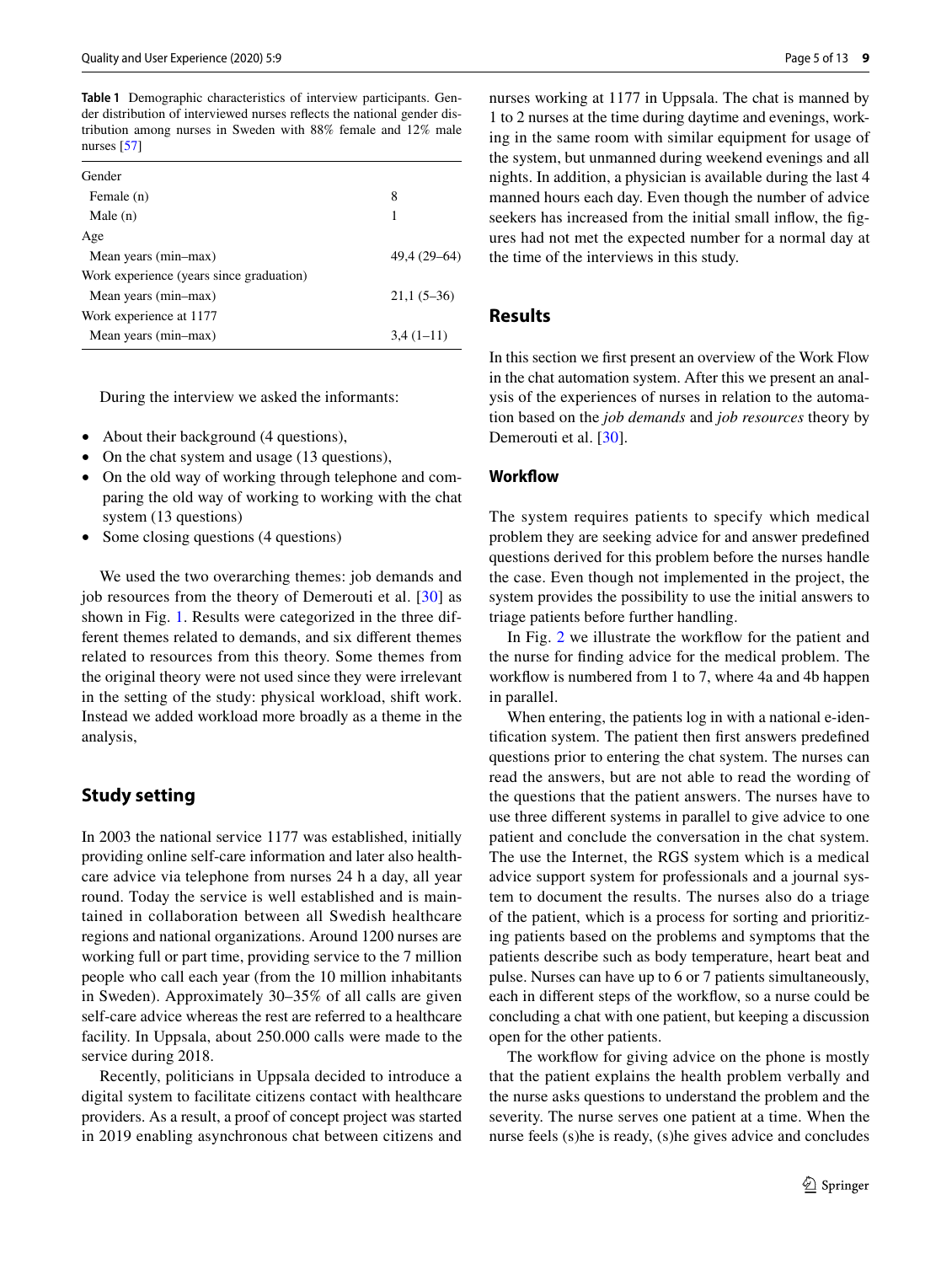**Table 1** Demographic characteristics of interview participants. Gender distribution of interviewed nurses reflects the national gender distribution among nurses in Sweden with 88% female and 12% male nurses [57]

| | |
|---|---|
| Gender | |
| Female (n) | 8 |
| Male (n) | 1 |
| Age | |
| Mean years (min–max) | 49,4 (29–64) |
| Work experience (years since graduation) | |
| Mean years (min–max) | 21,1 (5–36) |
| Work experience at 1177 | |
| Mean years (min–max) | 3,4 (1–11) |

During the interview we asked the informants:

- About their background (4 questions),
- On the chat system and usage (13 questions),
- On the old way of working through telephone and comparing the old way of working to working with the chat system (13 questions)
- Some closing questions (4 questions)

We used the two overarching themes: job demands and job resources from the theory of Demerouti et al. [30] as shown in Fig. 1. Results were categorized in the three different themes related to demands, and six different themes related to resources from this theory. Some themes from the original theory were not used since they were irrelevant in the setting of the study: physical workload, shift work. Instead we added workload more broadly as a theme in the analysis,

## Study setting

In 2003 the national service 1177 was established, initially providing online self-care information and later also healthcare advice via telephone from nurses 24 h a day, all year round. Today the service is well established and is maintained in collaboration between all Swedish healthcare regions and national organizations. Around 1200 nurses are working full or part time, providing service to the 7 million people who call each year (from the 10 million inhabitants in Sweden). Approximately 30–35% of all calls are given self-care advice whereas the rest are referred to a healthcare facility. In Uppsala, about 250.000 calls were made to the service during 2018.

Recently, politicians in Uppsala decided to introduce a digital system to facilitate citizens contact with healthcare providers. As a result, a proof of concept project was started in 2019 enabling asynchronous chat between citizens and nurses working at 1177 in Uppsala. The chat is manned by 1 to 2 nurses at the time during daytime and evenings, working in the same room with similar equipment for usage of the system, but unmanned during weekend evenings and all nights. In addition, a physician is available during the last 4 manned hours each day. Even though the number of advice seekers has increased from the initial small inflow, the figures had not met the expected number for a normal day at the time of the interviews in this study.

## Results

In this section we first present an overview of the Work Flow in the chat automation system. After this we present an analysis of the experiences of nurses in relation to the automation based on the *job demands* and *job resources* theory by Demerouti et al. [30].

### Workflow

The system requires patients to specify which medical problem they are seeking advice for and answer predefined questions derived for this problem before the nurses handle the case. Even though not implemented in the project, the system provides the possibility to use the initial answers to triage patients before further handling.

In Fig. 2 we illustrate the workflow for the patient and the nurse for finding advice for the medical problem. The workflow is numbered from 1 to 7, where 4a and 4b happen in parallel.

When entering, the patients log in with a national e-identification system. The patient then first answers predefined questions prior to entering the chat system. The nurses can read the answers, but are not able to read the wording of the questions that the patient answers. The nurses have to use three different systems in parallel to give advice to one patient and conclude the conversation in the chat system. The use the Internet, the RGS system which is a medical advice support system for professionals and a journal system to document the results. The nurses also do a triage of the patient, which is a process for sorting and prioritizing patients based on the problems and symptoms that the patients describe such as body temperature, heart beat and pulse. Nurses can have up to 6 or 7 patients simultaneously, each in different steps of the workflow, so a nurse could be concluding a chat with one patient, but keeping a discussion open for the other patients.

The workflow for giving advice on the phone is mostly that the patient explains the health problem verbally and the nurse asks questions to understand the problem and the severity. The nurse serves one patient at a time. When the nurse feels (s)he is ready, (s)he gives advice and concludes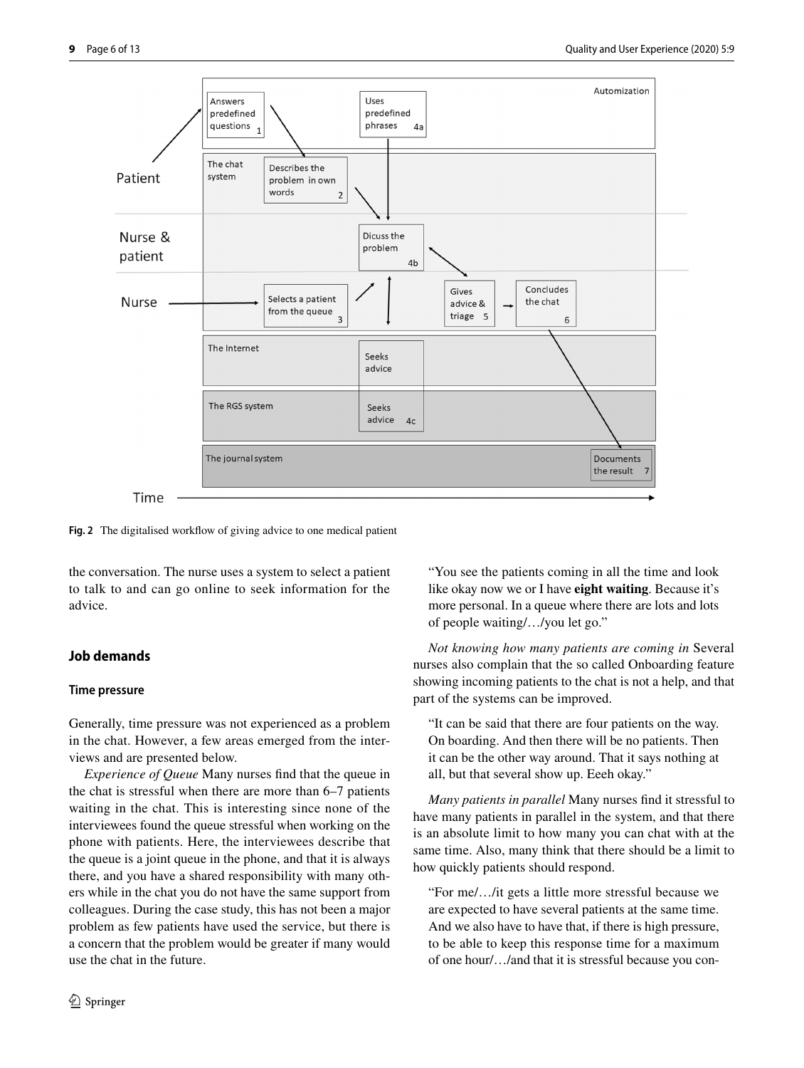Fig. 2 The digitalised workflow of giving advice to one medical patient

the conversation. The nurse uses a system to select a patient to talk to and can go online to seek information for the advice.

## Job demands

### Time pressure

Generally, time pressure was not experienced as a problem in the chat. However, a few areas emerged from the interviews and are presented below.

*Experience of Queue* Many nurses find that the queue in the chat is stressful when there are more than 6–7 patients waiting in the chat. This is interesting since none of the interviewees found the queue stressful when working on the phone with patients. Here, the interviewees describe that the queue is a joint queue in the phone, and that it is always there, and you have a shared responsibility with many others while in the chat you do not have the same support from colleagues. During the case study, this has not been a major problem as few patients have used the service, but there is a concern that the problem would be greater if many would use the chat in the future.

> "You see the patients coming in all the time and look like okay now we or I have **eight waiting**. Because it's more personal. In a queue where there are lots and lots of people waiting/…/you let go."

*Not knowing how many patients are coming in* Several nurses also complain that the so called Onboarding feature showing incoming patients to the chat is not a help, and that part of the systems can be improved.

> "It can be said that there are four patients on the way. On boarding. And then there will be no patients. Then it can be the other way around. That it says nothing at all, but that several show up. Eeeh okay."

*Many patients in parallel* Many nurses find it stressful to have many patients in parallel in the system, and that there is an absolute limit to how many you can chat with at the same time. Also, many think that there should be a limit to how quickly patients should respond.

> "For me/…/it gets a little more stressful because we are expected to have several patients at the same time. And we also have to have that, if there is high pressure, to be able to keep this response time for a maximum of one hour/…/and that it is stressful because you con-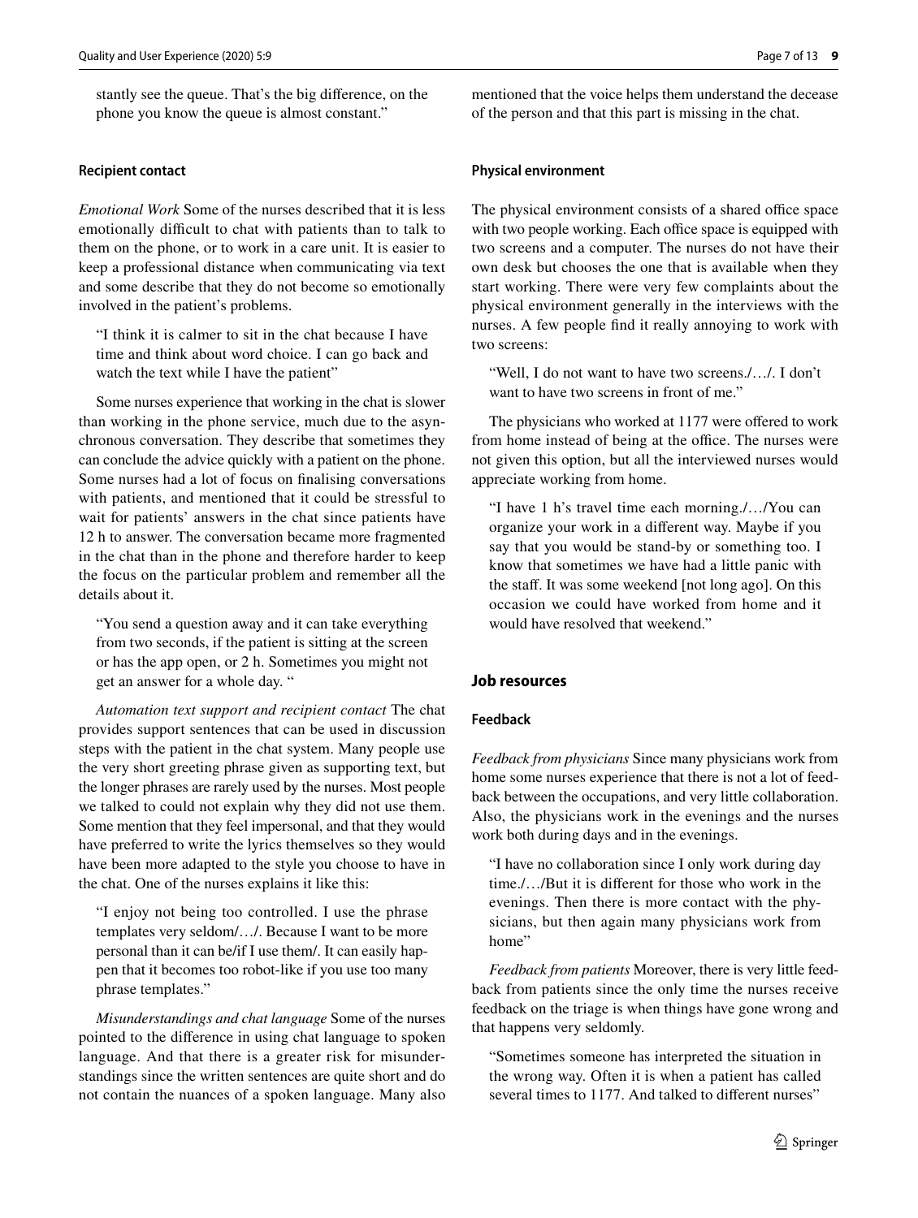stantly see the queue. That's the big difference, on the phone you know the queue is almost constant."

### Recipient contact

*Emotional Work* Some of the nurses described that it is less emotionally difficult to chat with patients than to talk to them on the phone, or to work in a care unit. It is easier to keep a professional distance when communicating via text and some describe that they do not become so emotionally involved in the patient's problems.

> "I think it is calmer to sit in the chat because I have time and think about word choice. I can go back and watch the text while I have the patient"

Some nurses experience that working in the chat is slower than working in the phone service, much due to the asynchronous conversation. They describe that sometimes they can conclude the advice quickly with a patient on the phone. Some nurses had a lot of focus on finalising conversations with patients, and mentioned that it could be stressful to wait for patients' answers in the chat since patients have 12 h to answer. The conversation became more fragmented in the chat than in the phone and therefore harder to keep the focus on the particular problem and remember all the details about it.

> "You send a question away and it can take everything from two seconds, if the patient is sitting at the screen or has the app open, or 2 h. Sometimes you might not get an answer for a whole day. "

*Automation text support and recipient contact* The chat provides support sentences that can be used in discussion steps with the patient in the chat system. Many people use the very short greeting phrase given as supporting text, but the longer phrases are rarely used by the nurses. Most people we talked to could not explain why they did not use them. Some mention that they feel impersonal, and that they would have preferred to write the lyrics themselves so they would have been more adapted to the style you choose to have in the chat. One of the nurses explains it like this:

> "I enjoy not being too controlled. I use the phrase templates very seldom/…/. Because I want to be more personal than it can be/if I use them/. It can easily happen that it becomes too robot-like if you use too many phrase templates."

*Misunderstandings and chat language* Some of the nurses pointed to the difference in using chat language to spoken language. And that there is a greater risk for misunderstandings since the written sentences are quite short and do not contain the nuances of a spoken language. Many also mentioned that the voice helps them understand the decease of the person and that this part is missing in the chat.

### Physical environment

The physical environment consists of a shared office space with two people working. Each office space is equipped with two screens and a computer. The nurses do not have their own desk but chooses the one that is available when they start working. There were very few complaints about the physical environment generally in the interviews with the nurses. A few people find it really annoying to work with two screens:

> "Well, I do not want to have two screens./…/. I don't want to have two screens in front of me."

The physicians who worked at 1177 were offered to work from home instead of being at the office. The nurses were not given this option, but all the interviewed nurses would appreciate working from home.

> "I have 1 h's travel time each morning./…/You can organize your work in a different way. Maybe if you say that you would be stand-by or something too. I know that sometimes we have had a little panic with the staff. It was some weekend [not long ago]. On this occasion we could have worked from home and it would have resolved that weekend."

## Job resources

### Feedback

*Feedback from physicians* Since many physicians work from home some nurses experience that there is not a lot of feedback between the occupations, and very little collaboration. Also, the physicians work in the evenings and the nurses work both during days and in the evenings.

> "I have no collaboration since I only work during day time./…/But it is different for those who work in the evenings. Then there is more contact with the physicians, but then again many physicians work from home"

*Feedback from patients* Moreover, there is very little feedback from patients since the only time the nurses receive feedback on the triage is when things have gone wrong and that happens very seldomly.

> "Sometimes someone has interpreted the situation in the wrong way. Often it is when a patient has called several times to 1177. And talked to different nurses"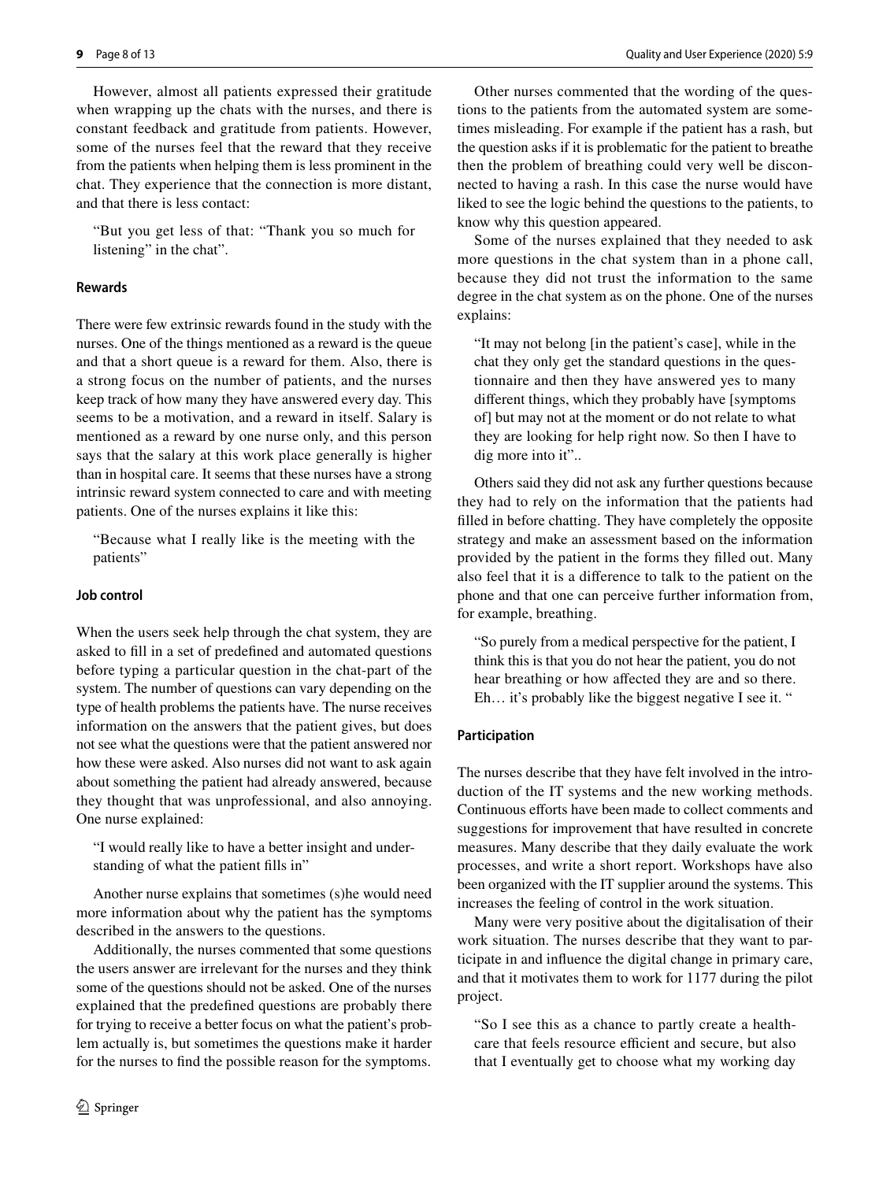However, almost all patients expressed their gratitude when wrapping up the chats with the nurses, and there is constant feedback and gratitude from patients. However, some of the nurses feel that the reward that they receive from the patients when helping them is less prominent in the chat. They experience that the connection is more distant, and that there is less contact:

> "But you get less of that: "Thank you so much for listening" in the chat".

#### Rewards

There were few extrinsic rewards found in the study with the nurses. One of the things mentioned as a reward is the queue and that a short queue is a reward for them. Also, there is a strong focus on the number of patients, and the nurses keep track of how many they have answered every day. This seems to be a motivation, and a reward in itself. Salary is mentioned as a reward by one nurse only, and this person says that the salary at this work place generally is higher than in hospital care. It seems that these nurses have a strong intrinsic reward system connected to care and with meeting patients. One of the nurses explains it like this:

> "Because what I really like is the meeting with the patients"

#### Job control

When the users seek help through the chat system, they are asked to fill in a set of predefined and automated questions before typing a particular question in the chat-part of the system. The number of questions can vary depending on the type of health problems the patients have. The nurse receives information on the answers that the patient gives, but does not see what the questions were that the patient answered nor how these were asked. Also nurses did not want to ask again about something the patient had already answered, because they thought that was unprofessional, and also annoying. One nurse explained:

> "I would really like to have a better insight and understanding of what the patient fills in"

Another nurse explains that sometimes (s)he would need more information about why the patient has the symptoms described in the answers to the questions.

Additionally, the nurses commented that some questions the users answer are irrelevant for the nurses and they think some of the questions should not be asked. One of the nurses explained that the predefined questions are probably there for trying to receive a better focus on what the patient's problem actually is, but sometimes the questions make it harder for the nurses to find the possible reason for the symptoms.

Other nurses commented that the wording of the questions to the patients from the automated system are sometimes misleading. For example if the patient has a rash, but the question asks if it is problematic for the patient to breathe then the problem of breathing could very well be disconnected to having a rash. In this case the nurse would have liked to see the logic behind the questions to the patients, to know why this question appeared.

Some of the nurses explained that they needed to ask more questions in the chat system than in a phone call, because they did not trust the information to the same degree in the chat system as on the phone. One of the nurses explains:

> "It may not belong [in the patient's case], while in the chat they only get the standard questions in the questionnaire and then they have answered yes to many different things, which they probably have [symptoms of] but may not at the moment or do not relate to what they are looking for help right now. So then I have to dig more into it"..

Others said they did not ask any further questions because they had to rely on the information that the patients had filled in before chatting. They have completely the opposite strategy and make an assessment based on the information provided by the patient in the forms they filled out. Many also feel that it is a difference to talk to the patient on the phone and that one can perceive further information from, for example, breathing.

> "So purely from a medical perspective for the patient, I think this is that you do not hear the patient, you do not hear breathing or how affected they are and so there. Eh… it's probably like the biggest negative I see it. "

#### Participation

The nurses describe that they have felt involved in the introduction of the IT systems and the new working methods. Continuous efforts have been made to collect comments and suggestions for improvement that have resulted in concrete measures. Many describe that they daily evaluate the work processes, and write a short report. Workshops have also been organized with the IT supplier around the systems. This increases the feeling of control in the work situation.

Many were very positive about the digitalisation of their work situation. The nurses describe that they want to participate in and influence the digital change in primary care, and that it motivates them to work for 1177 during the pilot project.

> "So I see this as a chance to partly create a healthcare that feels resource efficient and secure, but also that I eventually get to choose what my working day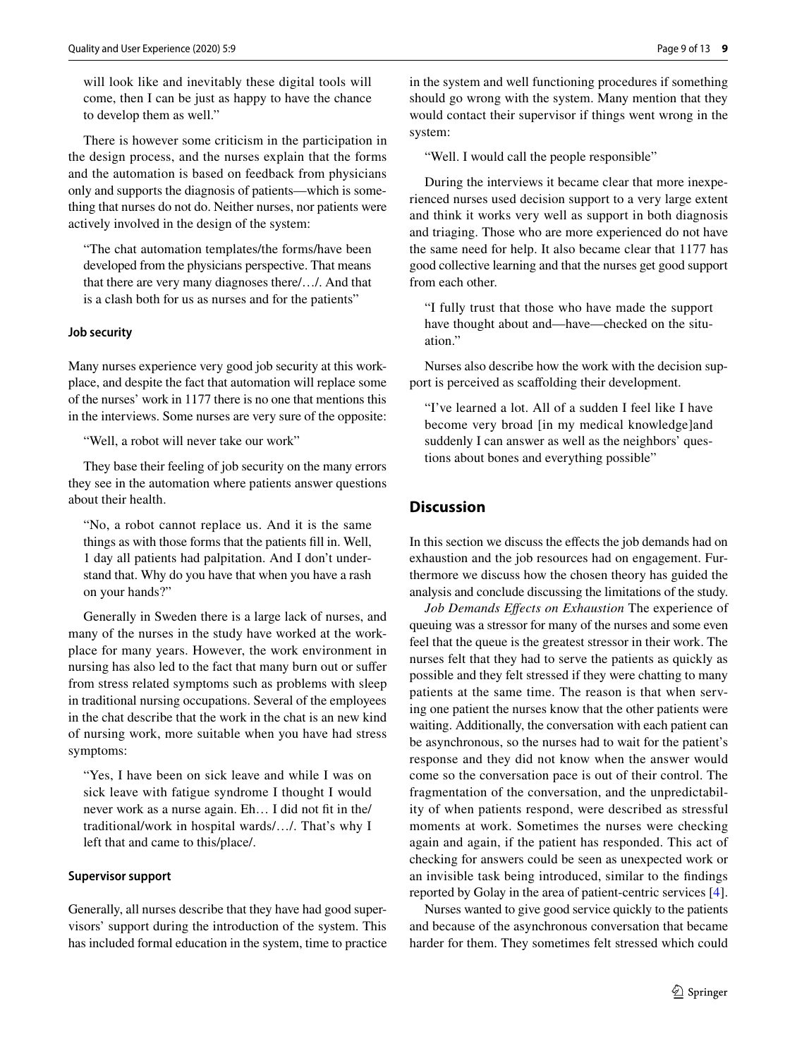will look like and inevitably these digital tools will come, then I can be just as happy to have the chance to develop them as well."

There is however some criticism in the participation in the design process, and the nurses explain that the forms and the automation is based on feedback from physicians only and supports the diagnosis of patients—which is something that nurses do not do. Neither nurses, nor patients were actively involved in the design of the system:

> "The chat automation templates/the forms/have been developed from the physicians perspective. That means that there are very many diagnoses there/…/. And that is a clash both for us as nurses and for the patients"

#### Job security

Many nurses experience very good job security at this workplace, and despite the fact that automation will replace some of the nurses' work in 1177 there is no one that mentions this in the interviews. Some nurses are very sure of the opposite:

> "Well, a robot will never take our work"

They base their feeling of job security on the many errors they see in the automation where patients answer questions about their health.

> "No, a robot cannot replace us. And it is the same things as with those forms that the patients fill in. Well, 1 day all patients had palpitation. And I don't understand that. Why do you have that when you have a rash on your hands?"

Generally in Sweden there is a large lack of nurses, and many of the nurses in the study have worked at the workplace for many years. However, the work environment in nursing has also led to the fact that many burn out or suffer from stress related symptoms such as problems with sleep in traditional nursing occupations. Several of the employees in the chat describe that the work in the chat is an new kind of nursing work, more suitable when you have had stress symptoms:

> "Yes, I have been on sick leave and while I was on sick leave with fatigue syndrome I thought I would never work as a nurse again. Eh… I did not fit in the/traditional/work in hospital wards/…/. That's why I left that and came to this/place/.

#### Supervisor support

Generally, all nurses describe that they have had good supervisors' support during the introduction of the system. This has included formal education in the system, time to practice in the system and well functioning procedures if something should go wrong with the system. Many mention that they would contact their supervisor if things went wrong in the system:

> "Well. I would call the people responsible"

During the interviews it became clear that more inexperienced nurses used decision support to a very large extent and think it works very well as support in both diagnosis and triaging. Those who are more experienced do not have the same need for help. It also became clear that 1177 has good collective learning and that the nurses get good support from each other.

> "I fully trust that those who have made the support have thought about and—have—checked on the situation."

Nurses also describe how the work with the decision support is perceived as scaffolding their development.

> "I've learned a lot. All of a sudden I feel like I have become very broad [in my medical knowledge]and suddenly I can answer as well as the neighbors' questions about bones and everything possible"

## Discussion

In this section we discuss the effects the job demands had on exhaustion and the job resources had on engagement. Furthermore we discuss how the chosen theory has guided the analysis and conclude discussing the limitations of the study.

*Job Demands Effects on Exhaustion* The experience of queuing was a stressor for many of the nurses and some even feel that the queue is the greatest stressor in their work. The nurses felt that they had to serve the patients as quickly as possible and they felt stressed if they were chatting to many patients at the same time. The reason is that when serving one patient the nurses know that the other patients were waiting. Additionally, the conversation with each patient can be asynchronous, so the nurses had to wait for the patient's response and they did not know when the answer would come so the conversation pace is out of their control. The fragmentation of the conversation, and the unpredictability of when patients respond, were described as stressful moments at work. Sometimes the nurses were checking again and again, if the patient has responded. This act of checking for answers could be seen as unexpected work or an invisible task being introduced, similar to the findings reported by Golay in the area of patient-centric services [4].

Nurses wanted to give good service quickly to the patients and because of the asynchronous conversation that became harder for them. They sometimes felt stressed which could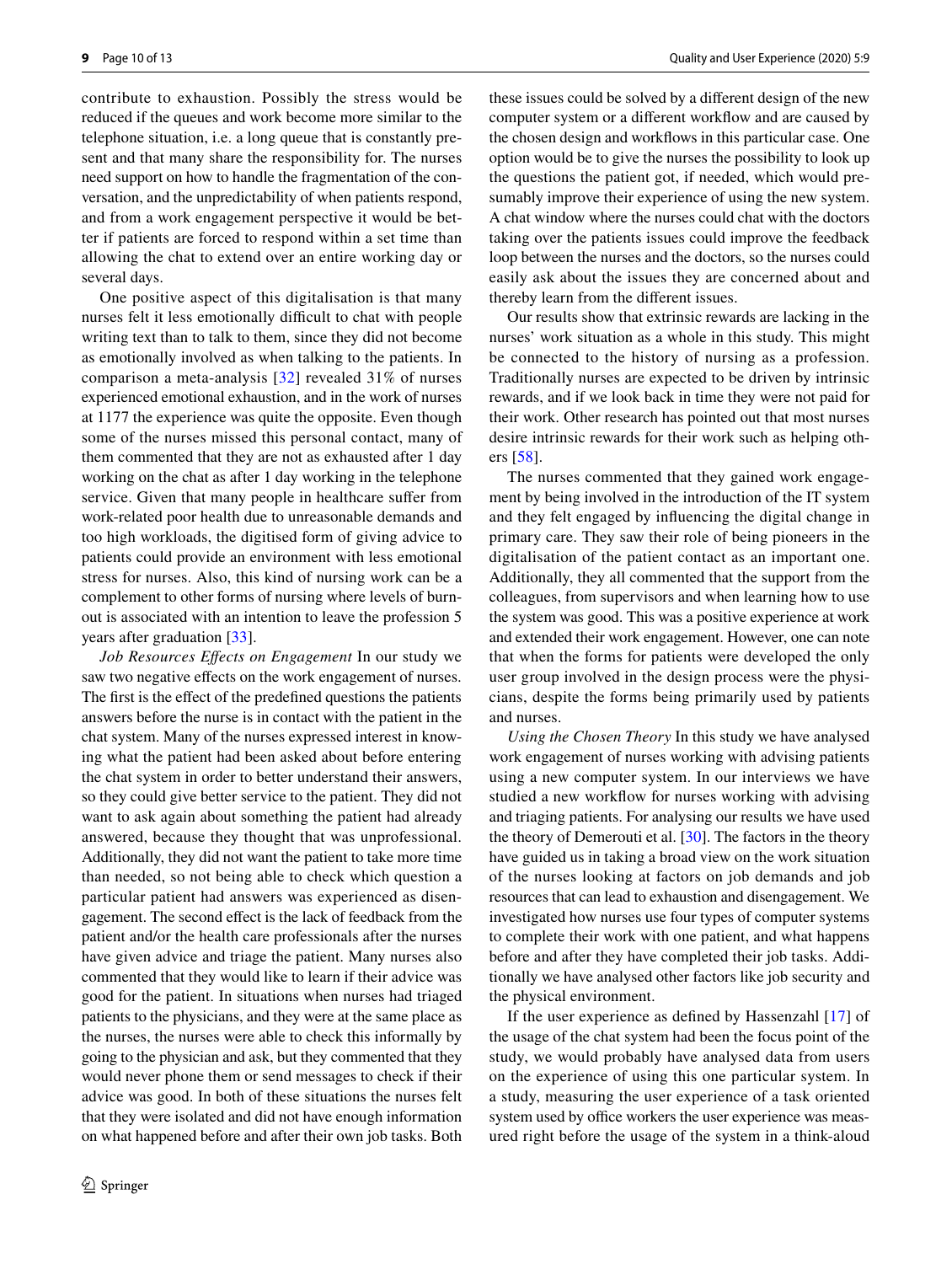contribute to exhaustion. Possibly the stress would be reduced if the queues and work become more similar to the telephone situation, i.e. a long queue that is constantly present and that many share the responsibility for. The nurses need support on how to handle the fragmentation of the conversation, and the unpredictability of when patients respond, and from a work engagement perspective it would be better if patients are forced to respond within a set time than allowing the chat to extend over an entire working day or several days.

One positive aspect of this digitalisation is that many nurses felt it less emotionally difficult to chat with people writing text than to talk to them, since they did not become as emotionally involved as when talking to the patients. In comparison a meta-analysis [32] revealed 31% of nurses experienced emotional exhaustion, and in the work of nurses at 1177 the experience was quite the opposite. Even though some of the nurses missed this personal contact, many of them commented that they are not as exhausted after 1 day working on the chat as after 1 day working in the telephone service. Given that many people in healthcare suffer from work-related poor health due to unreasonable demands and too high workloads, the digitised form of giving advice to patients could provide an environment with less emotional stress for nurses. Also, this kind of nursing work can be a complement to other forms of nursing where levels of burnout is associated with an intention to leave the profession 5 years after graduation [33].

*Job Resources Effects on Engagement* In our study we saw two negative effects on the work engagement of nurses. The first is the effect of the predefined questions the patients answers before the nurse is in contact with the patient in the chat system. Many of the nurses expressed interest in knowing what the patient had been asked about before entering the chat system in order to better understand their answers, so they could give better service to the patient. They did not want to ask again about something the patient had already answered, because they thought that was unprofessional. Additionally, they did not want the patient to take more time than needed, so not being able to check which question a particular patient had answers was experienced as disengagement. The second effect is the lack of feedback from the patient and/or the health care professionals after the nurses have given advice and triage the patient. Many nurses also commented that they would like to learn if their advice was good for the patient. In situations when nurses had triaged patients to the physicians, and they were at the same place as the nurses, the nurses were able to check this informally by going to the physician and ask, but they commented that they would never phone them or send messages to check if their advice was good. In both of these situations the nurses felt that they were isolated and did not have enough information on what happened before and after their own job tasks. Both these issues could be solved by a different design of the new computer system or a different workflow and are caused by the chosen design and workflows in this particular case. One option would be to give the nurses the possibility to look up the questions the patient got, if needed, which would presumably improve their experience of using the new system. A chat window where the nurses could chat with the doctors taking over the patients issues could improve the feedback loop between the nurses and the doctors, so the nurses could easily ask about the issues they are concerned about and thereby learn from the different issues.

Our results show that extrinsic rewards are lacking in the nurses' work situation as a whole in this study. This might be connected to the history of nursing as a profession. Traditionally nurses are expected to be driven by intrinsic rewards, and if we look back in time they were not paid for their work. Other research has pointed out that most nurses desire intrinsic rewards for their work such as helping others [58].

The nurses commented that they gained work engagement by being involved in the introduction of the IT system and they felt engaged by influencing the digital change in primary care. They saw their role of being pioneers in the digitalisation of the patient contact as an important one. Additionally, they all commented that the support from the colleagues, from supervisors and when learning how to use the system was good. This was a positive experience at work and extended their work engagement. However, one can note that when the forms for patients were developed the only user group involved in the design process were the physicians, despite the forms being primarily used by patients and nurses.

*Using the Chosen Theory* In this study we have analysed work engagement of nurses working with advising patients using a new computer system. In our interviews we have studied a new workflow for nurses working with advising and triaging patients. For analysing our results we have used the theory of Demerouti et al. [30]. The factors in the theory have guided us in taking a broad view on the work situation of the nurses looking at factors on job demands and job resources that can lead to exhaustion and disengagement. We investigated how nurses use four types of computer systems to complete their work with one patient, and what happens before and after they have completed their job tasks. Additionally we have analysed other factors like job security and the physical environment.

If the user experience as defined by Hassenzahl [17] of the usage of the chat system had been the focus point of the study, we would probably have analysed data from users on the experience of using this one particular system. In a study, measuring the user experience of a task oriented system used by office workers the user experience was measured right before the usage of the system in a think-aloud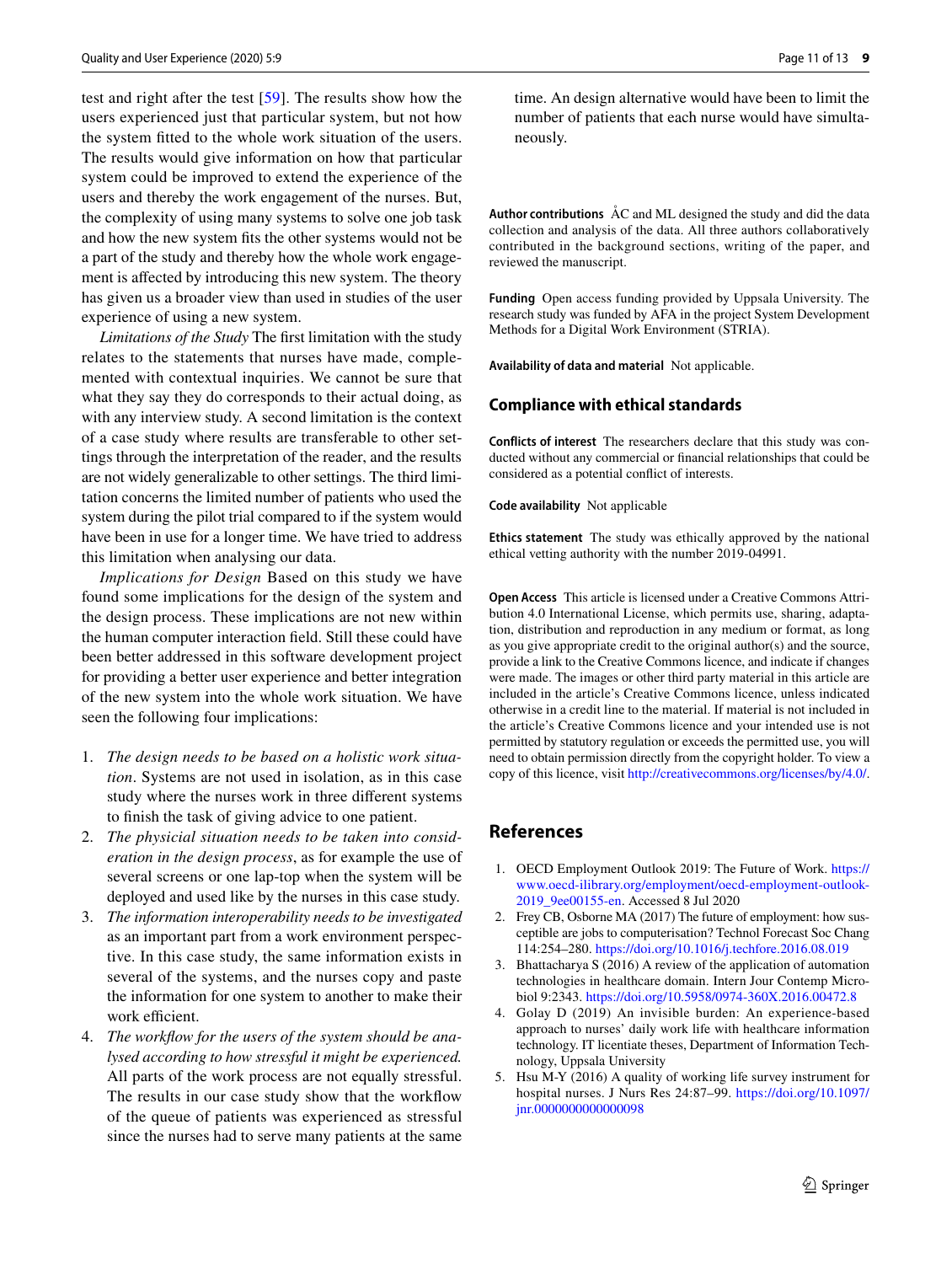test and right after the test [59]. The results show how the users experienced just that particular system, but not how the system fitted to the whole work situation of the users. The results would give information on how that particular system could be improved to extend the experience of the users and thereby the work engagement of the nurses. But, the complexity of using many systems to solve one job task and how the new system fits the other systems would not be a part of the study and thereby how the whole work engagement is affected by introducing this new system. The theory has given us a broader view than used in studies of the user experience of using a new system.

*Limitations of the Study* The first limitation with the study relates to the statements that nurses have made, complemented with contextual inquiries. We cannot be sure that what they say they do corresponds to their actual doing, as with any interview study. A second limitation is the context of a case study where results are transferable to other settings through the interpretation of the reader, and the results are not widely generalizable to other settings. The third limitation concerns the limited number of patients who used the system during the pilot trial compared to if the system would have been in use for a longer time. We have tried to address this limitation when analysing our data.

*Implications for Design* Based on this study we have found some implications for the design of the system and the design process. These implications are not new within the human computer interaction field. Still these could have been better addressed in this software development project for providing a better user experience and better integration of the new system into the whole work situation. We have seen the following four implications:

1. *The design needs to be based on a holistic work situation*. Systems are not used in isolation, as in this case study where the nurses work in three different systems to finish the task of giving advice to one patient.
2. *The physicial situation needs to be taken into consideration in the design process*, as for example the use of several screens or one lap-top when the system will be deployed and used like by the nurses in this case study.
3. *The information interoperability needs to be investigated* as an important part from a work environment perspective. In this case study, the same information exists in several of the systems, and the nurses copy and paste the information for one system to another to make their work efficient.
4. *The workflow for the users of the system should be analysed according to how stressful it might be experienced.* All parts of the work process are not equally stressful. The results in our case study show that the workflow of the queue of patients was experienced as stressful since the nurses had to serve many patients at the same time. An design alternative would have been to limit the number of patients that each nurse would have simultaneously.

**Author contributions** ÅC and ML designed the study and did the data collection and analysis of the data. All three authors collaboratively contributed in the background sections, writing of the paper, and reviewed the manuscript.

**Funding** Open access funding provided by Uppsala University. The research study was funded by AFA in the project System Development Methods for a Digital Work Environment (STRIA).

**Availability of data and material** Not applicable.

## Compliance with ethical standards

**Conflicts of interest** The researchers declare that this study was conducted without any commercial or financial relationships that could be considered as a potential conflict of interests.

**Code availability** Not applicable

**Ethics statement** The study was ethically approved by the national ethical vetting authority with the number 2019-04991.

**Open Access** This article is licensed under a Creative Commons Attribution 4.0 International License, which permits use, sharing, adaptation, distribution and reproduction in any medium or format, as long as you give appropriate credit to the original author(s) and the source, provide a link to the Creative Commons licence, and indicate if changes were made. The images or other third party material in this article are included in the article's Creative Commons licence, unless indicated otherwise in a credit line to the material. If material is not included in the article's Creative Commons licence and your intended use is not permitted by statutory regulation or exceeds the permitted use, you will need to obtain permission directly from the copyright holder. To view a copy of this licence, visit http://creativecommons.org/licenses/by/4.0/.

## References

1. OECD Employment Outlook 2019: The Future of Work. https://www.oecd-ilibrary.org/employment/oecd-employment-outlook-2019_9ee00155-en. Accessed 8 Jul 2020
2. Frey CB, Osborne MA (2017) The future of employment: how susceptible are jobs to computerisation? Technol Forecast Soc Chang 114:254–280. https://doi.org/10.1016/j.techfore.2016.08.019
3. Bhattacharya S (2016) A review of the application of automation technologies in healthcare domain. Intern Jour Contemp Microbiol 9:2343. https://doi.org/10.5958/0974-360X.2016.00472.8
4. Golay D (2019) An invisible burden: An experience-based approach to nurses' daily work life with healthcare information technology. IT licentiate theses, Department of Information Technology, Uppsala University
5. Hsu M-Y (2016) A quality of working life survey instrument for hospital nurses. J Nurs Res 24:87–99. https://doi.org/10.1097/jnr.0000000000000098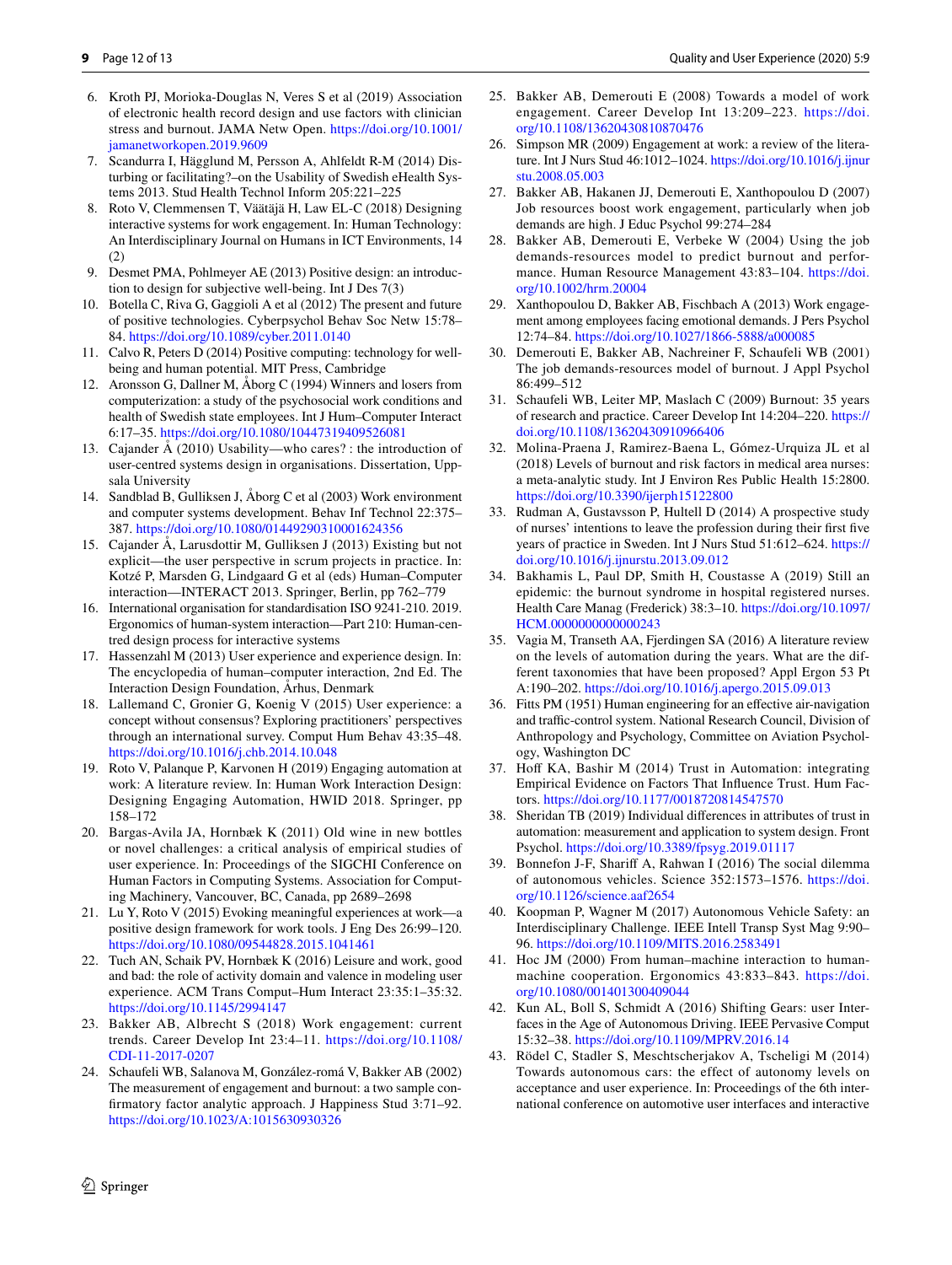6. Kroth PJ, Morioka-Douglas N, Veres S et al (2019) Association of electronic health record design and use factors with clinician stress and burnout. JAMA Netw Open. https://doi.org/10.1001/jamanetworkopen.2019.9609
7. Scandurra I, Hägglund M, Persson A, Ahlfeldt R-M (2014) Disturbing or facilitating?–on the Usability of Swedish eHealth Systems 2013. Stud Health Technol Inform 205:221–225
8. Roto V, Clemmensen T, Väätäjä H, Law EL-C (2018) Designing interactive systems for work engagement. In: Human Technology: An Interdisciplinary Journal on Humans in ICT Environments, 14 (2)
9. Desmet PMA, Pohlmeyer AE (2013) Positive design: an introduction to design for subjective well-being. Int J Des 7(3)
10. Botella C, Riva G, Gaggioli A et al (2012) The present and future of positive technologies. Cyberpsychol Behav Soc Netw 15:78–84. https://doi.org/10.1089/cyber.2011.0140
11. Calvo R, Peters D (2014) Positive computing: technology for well-being and human potential. MIT Press, Cambridge
12. Aronsson G, Dallner M, Åborg C (1994) Winners and losers from computerization: a study of the psychosocial work conditions and health of Swedish state employees. Int J Hum–Computer Interact 6:17–35. https://doi.org/10.1080/10447319409526081
13. Cajander Å (2010) Usability—who cares? : the introduction of user-centred systems design in organisations. Dissertation, Uppsala University
14. Sandblad B, Gulliksen J, Åborg C et al (2003) Work environment and computer systems development. Behav Inf Technol 22:375–387. https://doi.org/10.1080/01449290310001624356
15. Cajander Å, Larusdottir M, Gulliksen J (2013) Existing but not explicit—the user perspective in scrum projects in practice. In: Kotzé P, Marsden G, Lindgaard G et al (eds) Human–Computer interaction—INTERACT 2013. Springer, Berlin, pp 762–779
16. International organisation for standardisation ISO 9241-210. 2019. Ergonomics of human-system interaction—Part 210: Human-centred design process for interactive systems
17. Hassenzahl M (2013) User experience and experience design. In: The encyclopedia of human–computer interaction, 2nd Ed. The Interaction Design Foundation, Århus, Denmark
18. Lallemand C, Gronier G, Koenig V (2015) User experience: a concept without consensus? Exploring practitioners' perspectives through an international survey. Comput Hum Behav 43:35–48. https://doi.org/10.1016/j.chb.2014.10.048
19. Roto V, Palanque P, Karvonen H (2019) Engaging automation at work: A literature review. In: Human Work Interaction Design: Designing Engaging Automation, HWID 2018. Springer, pp 158–172
20. Bargas-Avila JA, Hornbæk K (2011) Old wine in new bottles or novel challenges: a critical analysis of empirical studies of user experience. In: Proceedings of the SIGCHI Conference on Human Factors in Computing Systems. Association for Computing Machinery, Vancouver, BC, Canada, pp 2689–2698
21. Lu Y, Roto V (2015) Evoking meaningful experiences at work—a positive design framework for work tools. J Eng Des 26:99–120. https://doi.org/10.1080/09544828.2015.1041461
22. Tuch AN, Schaik PV, Hornbæk K (2016) Leisure and work, good and bad: the role of activity domain and valence in modeling user experience. ACM Trans Comput–Hum Interact 23:35:1–35:32. https://doi.org/10.1145/2994147
23. Bakker AB, Albrecht S (2018) Work engagement: current trends. Career Develop Int 23:4–11. https://doi.org/10.1108/CDI-11-2017-0207
24. Schaufeli WB, Salanova M, González-romá V, Bakker AB (2002) The measurement of engagement and burnout: a two sample confirmatory factor analytic approach. J Happiness Stud 3:71–92. https://doi.org/10.1023/A:1015630930326
25. Bakker AB, Demerouti E (2008) Towards a model of work engagement. Career Develop Int 13:209–223. https://doi.org/10.1108/13620430810870476
26. Simpson MR (2009) Engagement at work: a review of the literature. Int J Nurs Stud 46:1012–1024. https://doi.org/10.1016/j.ijnurstu.2008.05.003
27. Bakker AB, Hakanen JJ, Demerouti E, Xanthopoulou D (2007) Job resources boost work engagement, particularly when job demands are high. J Educ Psychol 99:274–284
28. Bakker AB, Demerouti E, Verbeke W (2004) Using the job demands-resources model to predict burnout and performance. Human Resource Management 43:83–104. https://doi.org/10.1002/hrm.20004
29. Xanthopoulou D, Bakker AB, Fischbach A (2013) Work engagement among employees facing emotional demands. J Pers Psychol 12:74–84. https://doi.org/10.1027/1866-5888/a000085
30. Demerouti E, Bakker AB, Nachreiner F, Schaufeli WB (2001) The job demands-resources model of burnout. J Appl Psychol 86:499–512
31. Schaufeli WB, Leiter MP, Maslach C (2009) Burnout: 35 years of research and practice. Career Develop Int 14:204–220. https://doi.org/10.1108/13620430910966406
32. Molina-Praena J, Ramirez-Baena L, Gómez-Urquiza JL et al (2018) Levels of burnout and risk factors in medical area nurses: a meta-analytic study. Int J Environ Res Public Health 15:2800. https://doi.org/10.3390/ijerph15122800
33. Rudman A, Gustavsson P, Hultell D (2014) A prospective study of nurses' intentions to leave the profession during their first five years of practice in Sweden. Int J Nurs Stud 51:612–624. https://doi.org/10.1016/j.ijnurstu.2013.09.012
34. Bakhamis L, Paul DP, Smith H, Coustasse A (2019) Still an epidemic: the burnout syndrome in hospital registered nurses. Health Care Manag (Frederick) 38:3–10. https://doi.org/10.1097/HCM.0000000000000243
35. Vagia M, Transeth AA, Fjerdingen SA (2016) A literature review on the levels of automation during the years. What are the different taxonomies that have been proposed? Appl Ergon 53 Pt A:190–202. https://doi.org/10.1016/j.apergo.2015.09.013
36. Fitts PM (1951) Human engineering for an effective air-navigation and traffic-control system. National Research Council, Division of Anthropology and Psychology, Committee on Aviation Psychology, Washington DC
37. Hoff KA, Bashir M (2014) Trust in Automation: integrating Empirical Evidence on Factors That Influence Trust. Hum Factors. https://doi.org/10.1177/0018720814547570
38. Sheridan TB (2019) Individual differences in attributes of trust in automation: measurement and application to system design. Front Psychol. https://doi.org/10.3389/fpsyg.2019.01117
39. Bonnefon J-F, Shariff A, Rahwan I (2016) The social dilemma of autonomous vehicles. Science 352:1573–1576. https://doi.org/10.1126/science.aaf2654
40. Koopman P, Wagner M (2017) Autonomous Vehicle Safety: an Interdisciplinary Challenge. IEEE Intell Transp Syst Mag 9:90–96. https://doi.org/10.1109/MITS.2016.2583491
41. Hoc JM (2000) From human–machine interaction to human–machine cooperation. Ergonomics 43:833–843. https://doi.org/10.1080/001401300409044
42. Kun AL, Boll S, Schmidt A (2016) Shifting Gears: user Interfaces in the Age of Autonomous Driving. IEEE Pervasive Comput 15:32–38. https://doi.org/10.1109/MPRV.2016.14
43. Rödel C, Stadler S, Meschtscherjakov A, Tscheligi M (2014) Towards autonomous cars: the effect of autonomy levels on acceptance and user experience. In: Proceedings of the 6th international conference on automotive user interfaces and interactive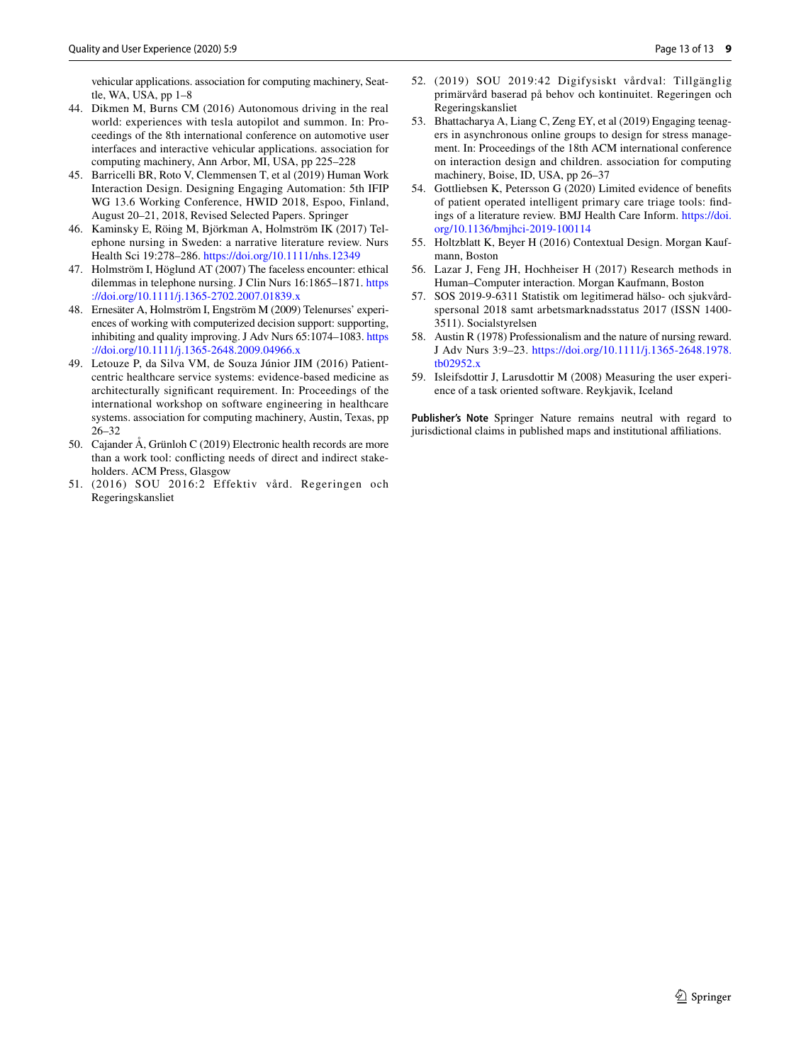vehicular applications. association for computing machinery, Seattle, WA, USA, pp 1–8

44. Dikmen M, Burns CM (2016) Autonomous driving in the real world: experiences with tesla autopilot and summon. In: Proceedings of the 8th international conference on automotive user interfaces and interactive vehicular applications. association for computing machinery, Ann Arbor, MI, USA, pp 225–228
45. Barricelli BR, Roto V, Clemmensen T, et al (2019) Human Work Interaction Design. Designing Engaging Automation: 5th IFIP WG 13.6 Working Conference, HWID 2018, Espoo, Finland, August 20–21, 2018, Revised Selected Papers. Springer
46. Kaminsky E, Röing M, Björkman A, Holmström IK (2017) Telephone nursing in Sweden: a narrative literature review. Nurs Health Sci 19:278–286. https://doi.org/10.1111/nhs.12349
47. Holmström I, Höglund AT (2007) The faceless encounter: ethical dilemmas in telephone nursing. J Clin Nurs 16:1865–1871. https://doi.org/10.1111/j.1365-2702.2007.01839.x
48. Ernesäter A, Holmström I, Engström M (2009) Telenurses' experiences of working with computerized decision support: supporting, inhibiting and quality improving. J Adv Nurs 65:1074–1083. https://doi.org/10.1111/j.1365-2648.2009.04966.x
49. Letouze P, da Silva VM, de Souza Júnior JIM (2016) Patient-centric healthcare service systems: evidence-based medicine as architecturally significant requirement. In: Proceedings of the international workshop on software engineering in healthcare systems. association for computing machinery, Austin, Texas, pp 26–32
50. Cajander Å, Grünloh C (2019) Electronic health records are more than a work tool: conflicting needs of direct and indirect stakeholders. ACM Press, Glasgow
51. (2016) SOU 2016:2 Effektiv vård. Regeringen och Regeringskansliet
52. (2019) SOU 2019:42 Digifysiskt vårdval: Tillgänglig primärvård baserad på behov och kontinuitet. Regeringen och Regeringskansliet
53. Bhattacharya A, Liang C, Zeng EY, et al (2019) Engaging teenagers in asynchronous online groups to design for stress management. In: Proceedings of the 18th ACM international conference on interaction design and children. association for computing machinery, Boise, ID, USA, pp 26–37
54. Gottliebsen K, Petersson G (2020) Limited evidence of benefits of patient operated intelligent primary care triage tools: findings of a literature review. BMJ Health Care Inform. https://doi.org/10.1136/bmjhci-2019-100114
55. Holtzblatt K, Beyer H (2016) Contextual Design. Morgan Kaufmann, Boston
56. Lazar J, Feng JH, Hochheiser H (2017) Research methods in Human–Computer interaction. Morgan Kaufmann, Boston
57. SOS 2019-9-6311 Statistik om legitimerad hälso- och sjukvårdspersonal 2018 samt arbetsmarknadsstatus 2017 (ISSN 1400-3511). Socialstyrelsen
58. Austin R (1978) Professionalism and the nature of nursing reward. J Adv Nurs 3:9–23. https://doi.org/10.1111/j.1365-2648.1978.tb02952.x
59. Isleifsdottir J, Larusdottir M (2008) Measuring the user experience of a task oriented software. Reykjavik, Iceland

**Publisher's Note** Springer Nature remains neutral with regard to jurisdictional claims in published maps and institutional affiliations.